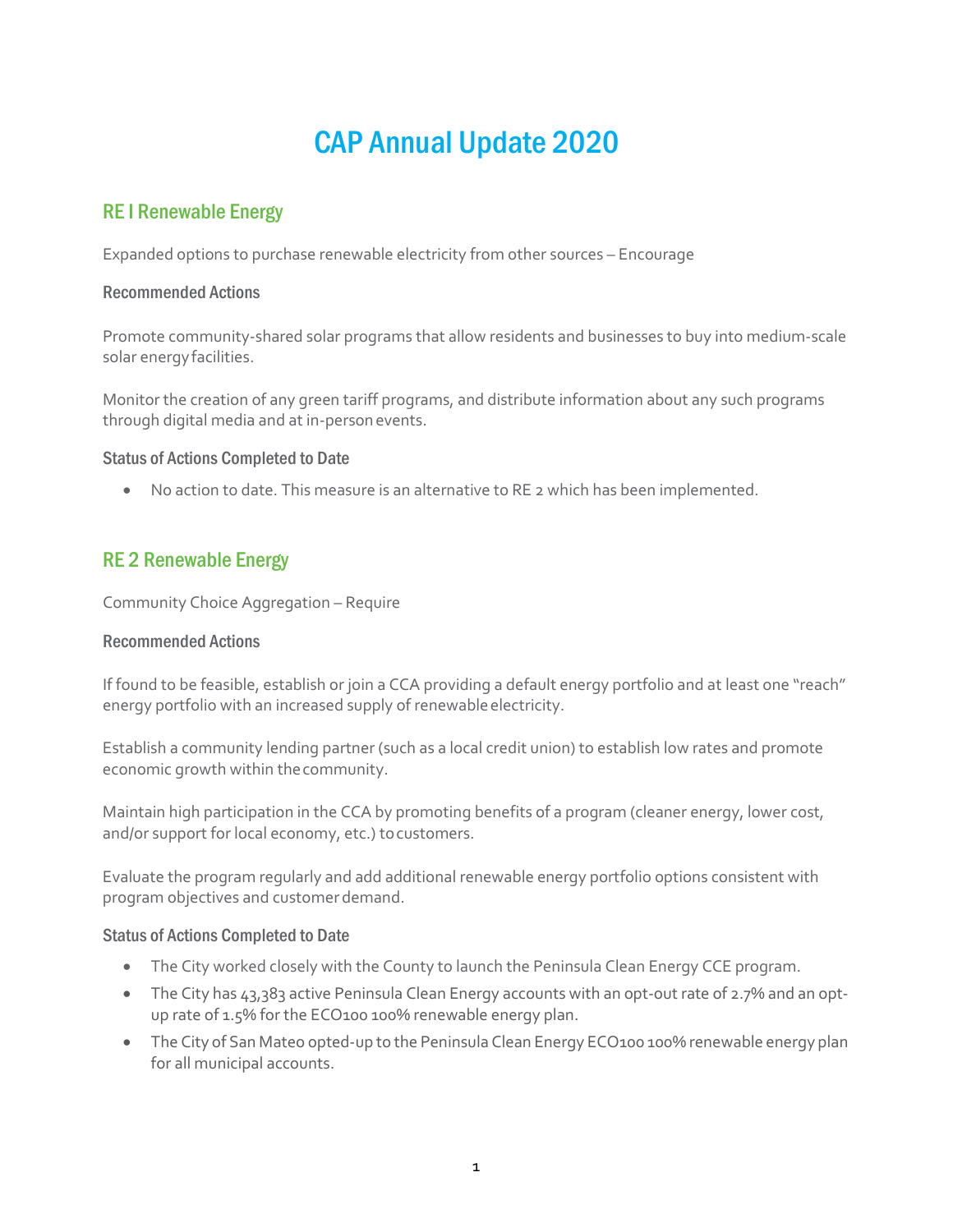# CAP Annual Update 2020

## RE I Renewable Energy

Expanded options to purchase renewable electricity from other sources – Encourage

### Recommended Actions

Promote community-shared solar programs that allow residents and businesses to buy into medium-scale solar energy facilities.

Monitor the creation of any green tariff programs, and distribute information about any such programs through digital media and at in-person events.

### Status of Actions Completed to Date

- No action to date. This measure is an alternative to RE 2 which has been implemented.

## RE 2 Renewable Energy

Community Choice Aggregation – Require

### Recommended Actions

If found to be feasible, establish or join a CCA providing a default energy portfolio and at least one "reach" energy portfolio with an increased supply of renewable electricity.

Establish a community lending partner (such as a local credit union) to establish low rates and promote economic growth within the community.

Maintain high participation in the CCA by promoting benefits of a program (cleaner energy, lower cost, and/or support for local economy, etc.) to customers.

Evaluate the program regularly and add additional renewable energy portfolio options consistent with program objectives and customer demand.

### Status of Actions Completed to Date

- The City worked closely with the County to launch the Peninsula Clean Energy CCE program.
- The City has 43,383 active Peninsula Clean Energy accounts with an opt-out rate of 2.7% and an opt-up rate of 1.5% for the ECO100 100% renewable energy plan.
- The City of San Mateo opted-up to the Peninsula Clean Energy ECO100 100% renewable energy plan for all municipal accounts.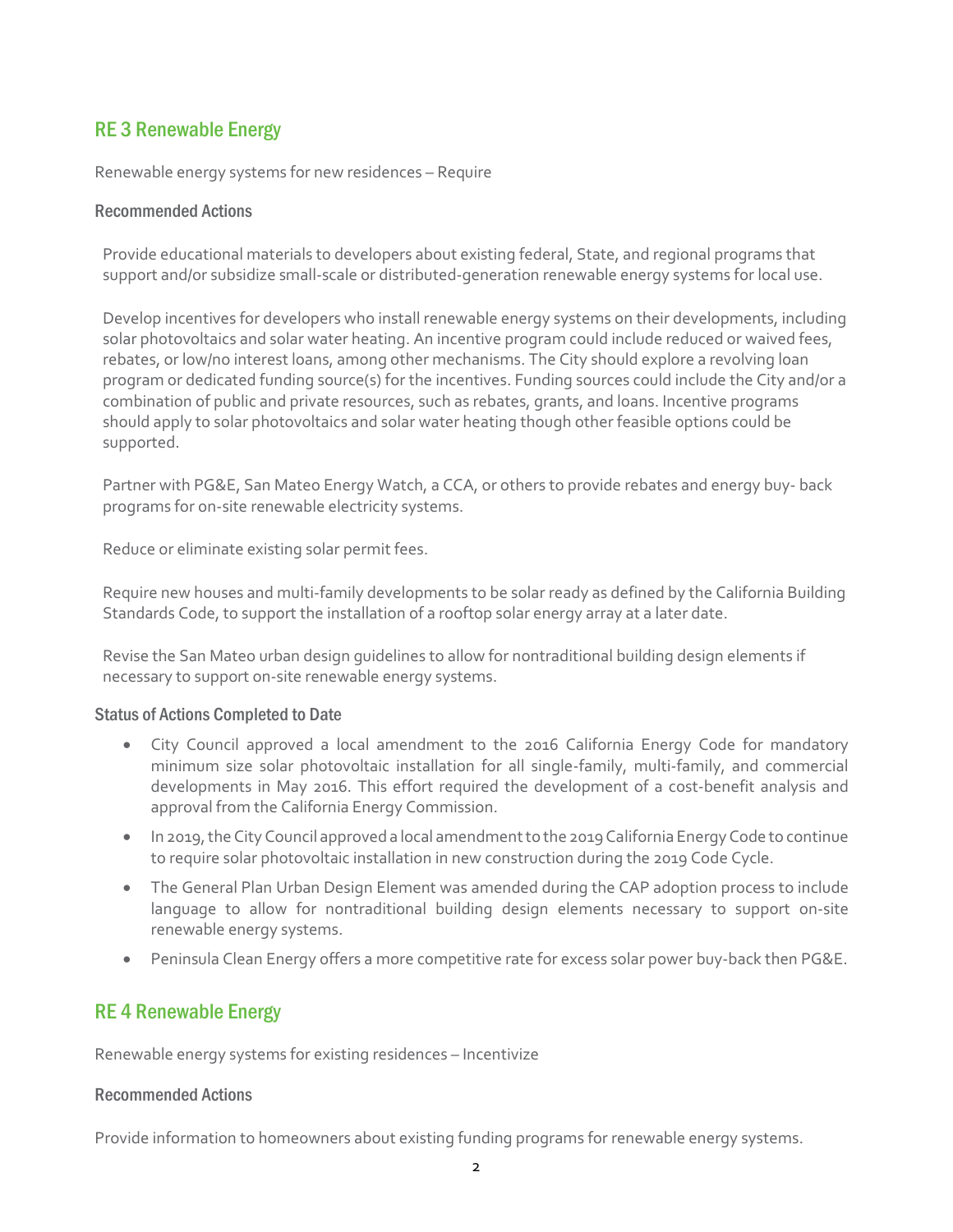## RE 3 Renewable Energy

Renewable energy systems for new residences – Require

### Recommended Actions

Provide educational materials to developers about existing federal, State, and regional programs that support and/or subsidize small-scale or distributed-generation renewable energy systems for local use.

Develop incentives for developers who install renewable energy systems on their developments, including solar photovoltaics and solar water heating. An incentive program could include reduced or waived fees, rebates, or low/no interest loans, among other mechanisms. The City should explore a revolving loan program or dedicated funding source(s) for the incentives. Funding sources could include the City and/or a combination of public and private resources, such as rebates, grants, and loans. Incentive programs should apply to solar photovoltaics and solar water heating though other feasible options could be supported.

Partner with PG&E, San Mateo Energy Watch, a CCA, or others to provide rebates and energy buy- back programs for on-site renewable electricity systems.

Reduce or eliminate existing solar permit fees.

Require new houses and multi-family developments to be solar ready as defined by the California Building Standards Code, to support the installation of a rooftop solar energy array at a later date.

Revise the San Mateo urban design guidelines to allow for nontraditional building design elements if necessary to support on-site renewable energy systems.

### Status of Actions Completed to Date

- City Council approved a local amendment to the 2016 California Energy Code for mandatory minimum size solar photovoltaic installation for all single-family, multi-family, and commercial developments in May 2016. This effort required the development of a cost-benefit analysis and approval from the California Energy Commission.
- In 2019, the City Council approved a local amendment to the 2019 California Energy Code to continue to require solar photovoltaic installation in new construction during the 2019 Code Cycle.
- The General Plan Urban Design Element was amended during the CAP adoption process to include language to allow for nontraditional building design elements necessary to support on-site renewable energy systems.
- Peninsula Clean Energy offers a more competitive rate for excess solar power buy-back then PG&E.

## RE 4 Renewable Energy

Renewable energy systems for existing residences – Incentivize

### Recommended Actions

Provide information to homeowners about existing funding programs for renewable energy systems.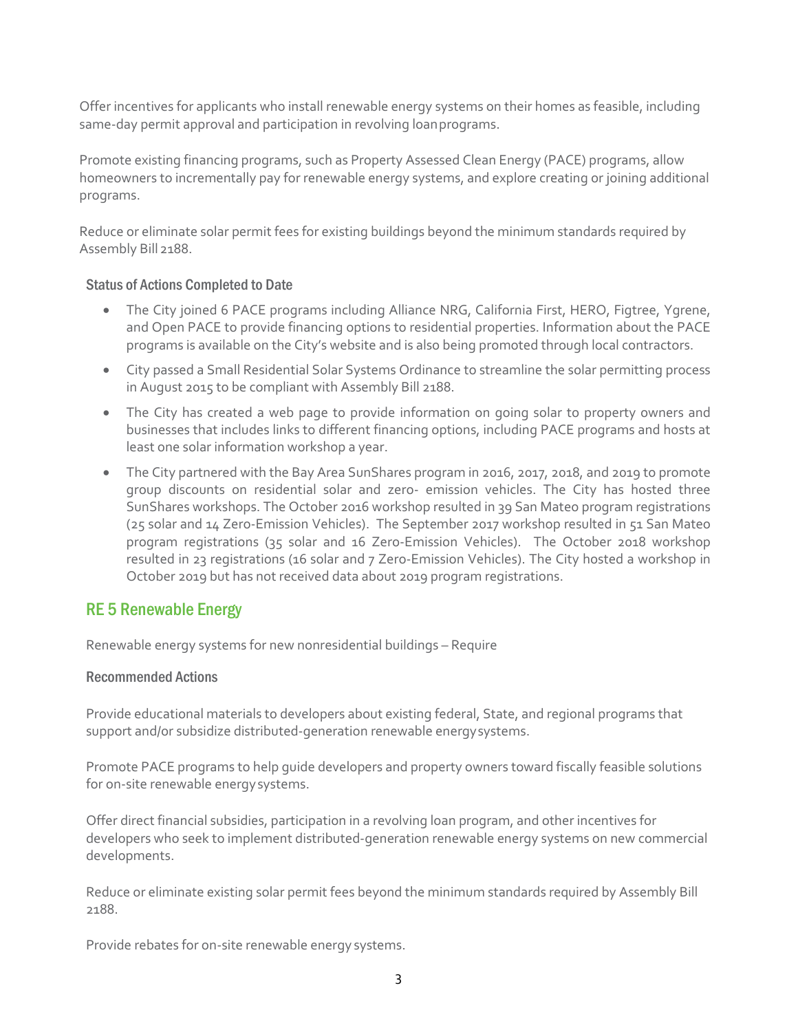Offer incentives for applicants who install renewable energy systems on their homes as feasible, including same-day permit approval and participation in revolving loan programs.

Promote existing financing programs, such as Property Assessed Clean Energy (PACE) programs, allow homeowners to incrementally pay for renewable energy systems, and explore creating or joining additional programs.

Reduce or eliminate solar permit fees for existing buildings beyond the minimum standards required by Assembly Bill 2188.

### Status of Actions Completed to Date

- The City joined 6 PACE programs including Alliance NRG, California First, HERO, Figtree, Ygrene, and Open PACE to provide financing options to residential properties. Information about the PACE programs is available on the City's website and is also being promoted through local contractors.
- City passed a Small Residential Solar Systems Ordinance to streamline the solar permitting process in August 2015 to be compliant with Assembly Bill 2188.
- The City has created a web page to provide information on going solar to property owners and businesses that includes links to different financing options, including PACE programs and hosts at least one solar information workshop a year.
- The City partnered with the Bay Area SunShares program in 2016, 2017, 2018, and 2019 to promote group discounts on residential solar and zero- emission vehicles. The City has hosted three SunShares workshops. The October 2016 workshop resulted in 39 San Mateo program registrations (25 solar and 14 Zero-Emission Vehicles). The September 2017 workshop resulted in 51 San Mateo program registrations (35 solar and 16 Zero-Emission Vehicles). The October 2018 workshop resulted in 23 registrations (16 solar and 7 Zero-Emission Vehicles). The City hosted a workshop in October 2019 but has not received data about 2019 program registrations.

## RE 5 Renewable Energy

Renewable energy systems for new nonresidential buildings – Require

### Recommended Actions

Provide educational materials to developers about existing federal, State, and regional programs that support and/or subsidize distributed-generation renewable energy systems.

Promote PACE programs to help guide developers and property owners toward fiscally feasible solutions for on-site renewable energy systems.

Offer direct financial subsidies, participation in a revolving loan program, and other incentives for developers who seek to implement distributed-generation renewable energy systems on new commercial developments.

Reduce or eliminate existing solar permit fees beyond the minimum standards required by Assembly Bill 2188.

Provide rebates for on-site renewable energy systems.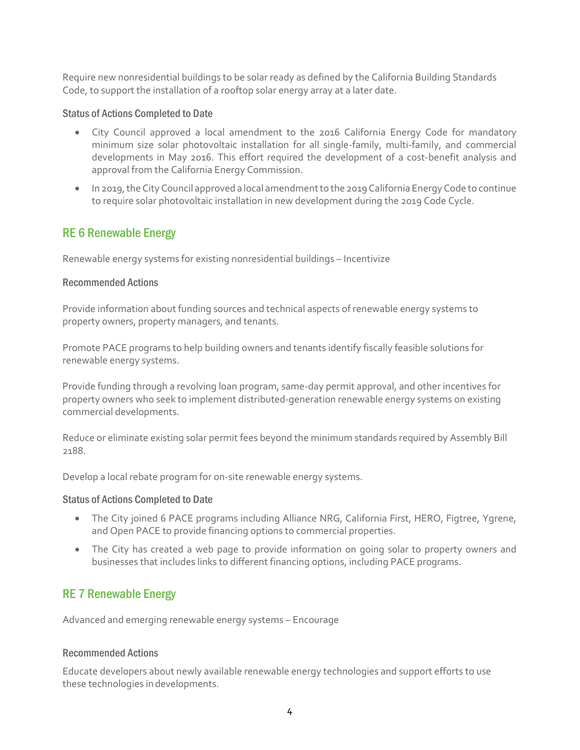Require new nonresidential buildings to be solar ready as defined by the California Building Standards Code, to support the installation of a rooftop solar energy array at a later date.

#### Status of Actions Completed to Date

- City Council approved a local amendment to the 2016 California Energy Code for mandatory minimum size solar photovoltaic installation for all single-family, multi-family, and commercial developments in May 2016. This effort required the development of a cost-benefit analysis and approval from the California Energy Commission.
- In 2019, the City Council approved a local amendment to the 2019 California Energy Code to continue to require solar photovoltaic installation in new development during the 2019 Code Cycle.

## RE 6 Renewable Energy

Renewable energy systems for existing nonresidential buildings – Incentivize

#### Recommended Actions

Provide information about funding sources and technical aspects of renewable energy systems to property owners, property managers, and tenants.

Promote PACE programs to help building owners and tenants identify fiscally feasible solutions for renewable energy systems.

Provide funding through a revolving loan program, same-day permit approval, and other incentives for property owners who seek to implement distributed-generation renewable energy systems on existing commercial developments.

Reduce or eliminate existing solar permit fees beyond the minimum standards required by Assembly Bill 2188.

Develop a local rebate program for on-site renewable energy systems.

#### Status of Actions Completed to Date

- The City joined 6 PACE programs including Alliance NRG, California First, HERO, Figtree, Ygrene, and Open PACE to provide financing options to commercial properties.
- The City has created a web page to provide information on going solar to property owners and businesses that includes links to different financing options, including PACE programs.

## RE 7 Renewable Energy

Advanced and emerging renewable energy systems – Encourage

#### Recommended Actions

Educate developers about newly available renewable energy technologies and support efforts to use these technologies in developments.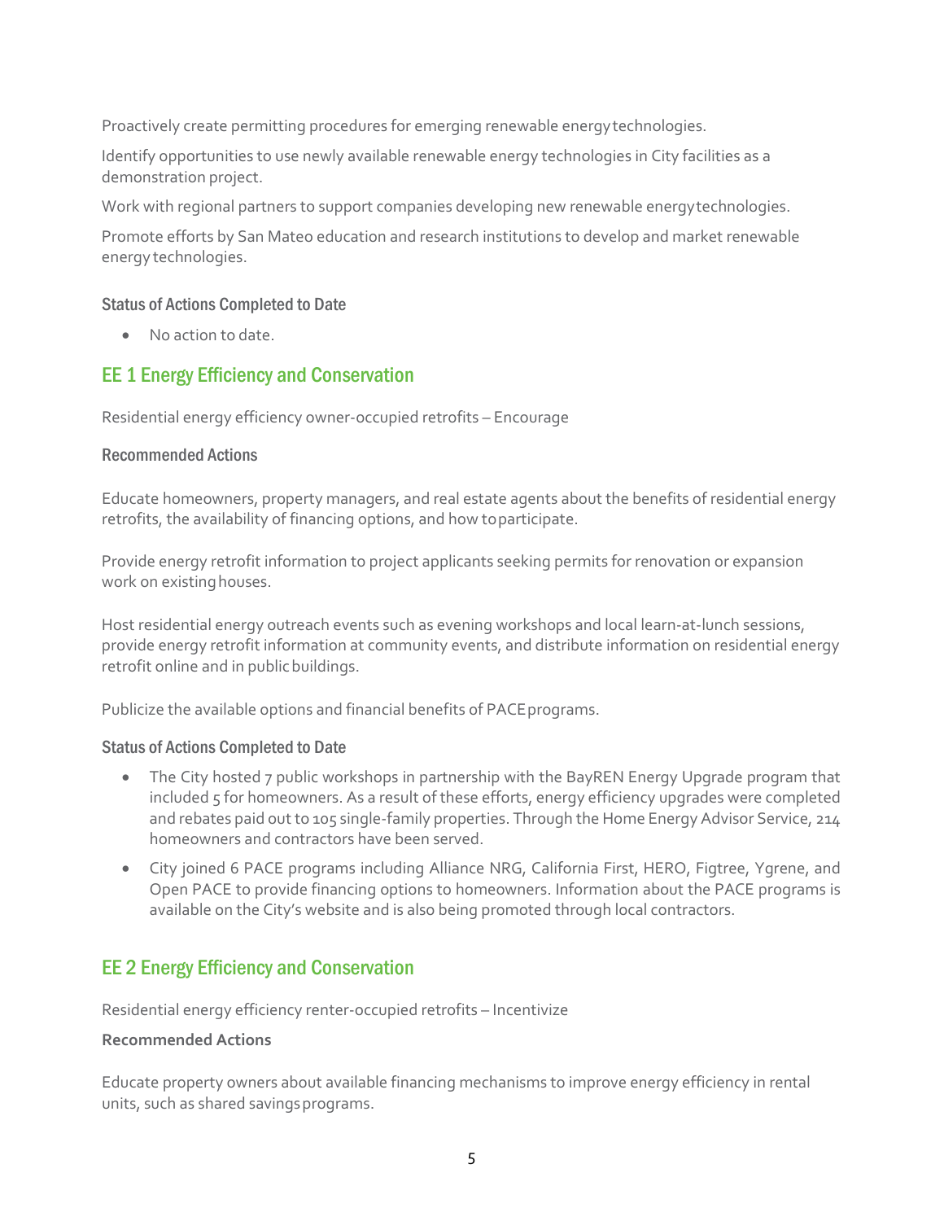Proactively create permitting procedures for emerging renewable energy technologies.

Identify opportunities to use newly available renewable energy technologies in City facilities as a demonstration project.

Work with regional partners to support companies developing new renewable energy technologies.

Promote efforts by San Mateo education and research institutions to develop and market renewable energy technologies.

### Status of Actions Completed to Date

- No action to date.

## EE 1 Energy Efficiency and Conservation

Residential energy efficiency owner-occupied retrofits – Encourage

### Recommended Actions

Educate homeowners, property managers, and real estate agents about the benefits of residential energy retrofits, the availability of financing options, and how to participate.

Provide energy retrofit information to project applicants seeking permits for renovation or expansion work on existing houses.

Host residential energy outreach events such as evening workshops and local learn-at-lunch sessions, provide energy retrofit information at community events, and distribute information on residential energy retrofit online and in public buildings.

Publicize the available options and financial benefits of PACE programs.

### Status of Actions Completed to Date

- The City hosted 7 public workshops in partnership with the BayREN Energy Upgrade program that included 5 for homeowners. As a result of these efforts, energy efficiency upgrades were completed and rebates paid out to 105 single-family properties. Through the Home Energy Advisor Service, 214 homeowners and contractors have been served.
- City joined 6 PACE programs including Alliance NRG, California First, HERO, Figtree, Ygrene, and Open PACE to provide financing options to homeowners. Information about the PACE programs is available on the City's website and is also being promoted through local contractors.

## EE 2 Energy Efficiency and Conservation

Residential energy efficiency renter-occupied retrofits – Incentivize

### Recommended Actions

Educate property owners about available financing mechanisms to improve energy efficiency in rental units, such as shared savings programs.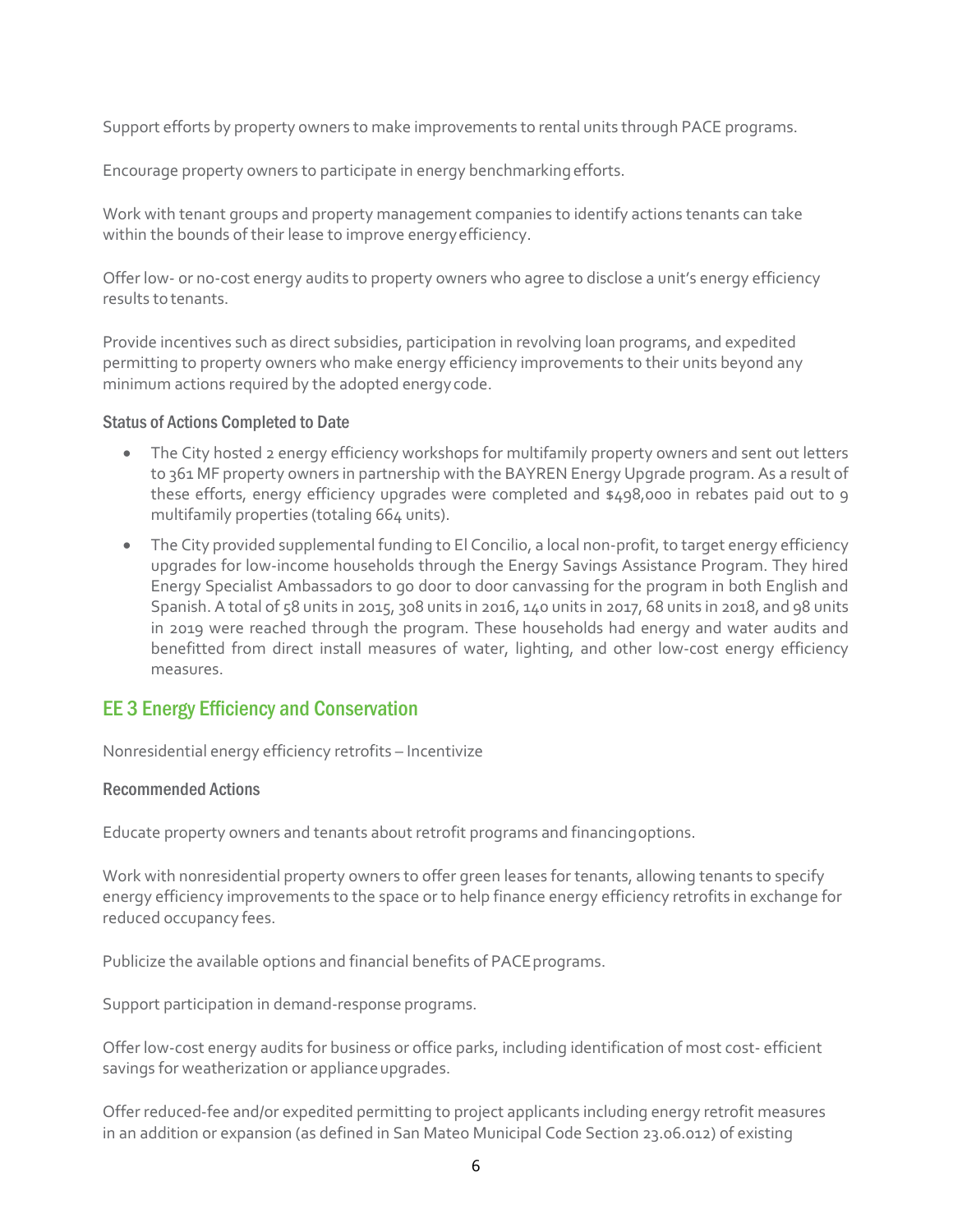Support efforts by property owners to make improvements to rental units through PACE programs.

Encourage property owners to participate in energy benchmarking efforts.

Work with tenant groups and property management companies to identify actions tenants can take within the bounds of their lease to improve energy efficiency.

Offer low- or no-cost energy audits to property owners who agree to disclose a unit's energy efficiency results to tenants.

Provide incentives such as direct subsidies, participation in revolving loan programs, and expedited permitting to property owners who make energy efficiency improvements to their units beyond any minimum actions required by the adopted energy code.

### Status of Actions Completed to Date

- The City hosted 2 energy efficiency workshops for multifamily property owners and sent out letters to 361 MF property owners in partnership with the BAYREN Energy Upgrade program. As a result of these efforts, energy efficiency upgrades were completed and $498,000 in rebates paid out to 9 multifamily properties (totaling 664 units).
- The City provided supplemental funding to El Concilio, a local non-profit, to target energy efficiency upgrades for low-income households through the Energy Savings Assistance Program. They hired Energy Specialist Ambassadors to go door to door canvassing for the program in both English and Spanish. A total of 58 units in 2015, 308 units in 2016, 140 units in 2017, 68 units in 2018, and 98 units in 2019 were reached through the program. These households had energy and water audits and benefitted from direct install measures of water, lighting, and other low-cost energy efficiency measures.

## EE 3 Energy Efficiency and Conservation

Nonresidential energy efficiency retrofits – Incentivize

### Recommended Actions

Educate property owners and tenants about retrofit programs and financing options.

Work with nonresidential property owners to offer green leases for tenants, allowing tenants to specify energy efficiency improvements to the space or to help finance energy efficiency retrofits in exchange for reduced occupancy fees.

Publicize the available options and financial benefits of PACE programs.

Support participation in demand-response programs.

Offer low-cost energy audits for business or office parks, including identification of most cost- efficient savings for weatherization or appliance upgrades.

Offer reduced-fee and/or expedited permitting to project applicants including energy retrofit measures in an addition or expansion (as defined in San Mateo Municipal Code Section 23.06.012) of existing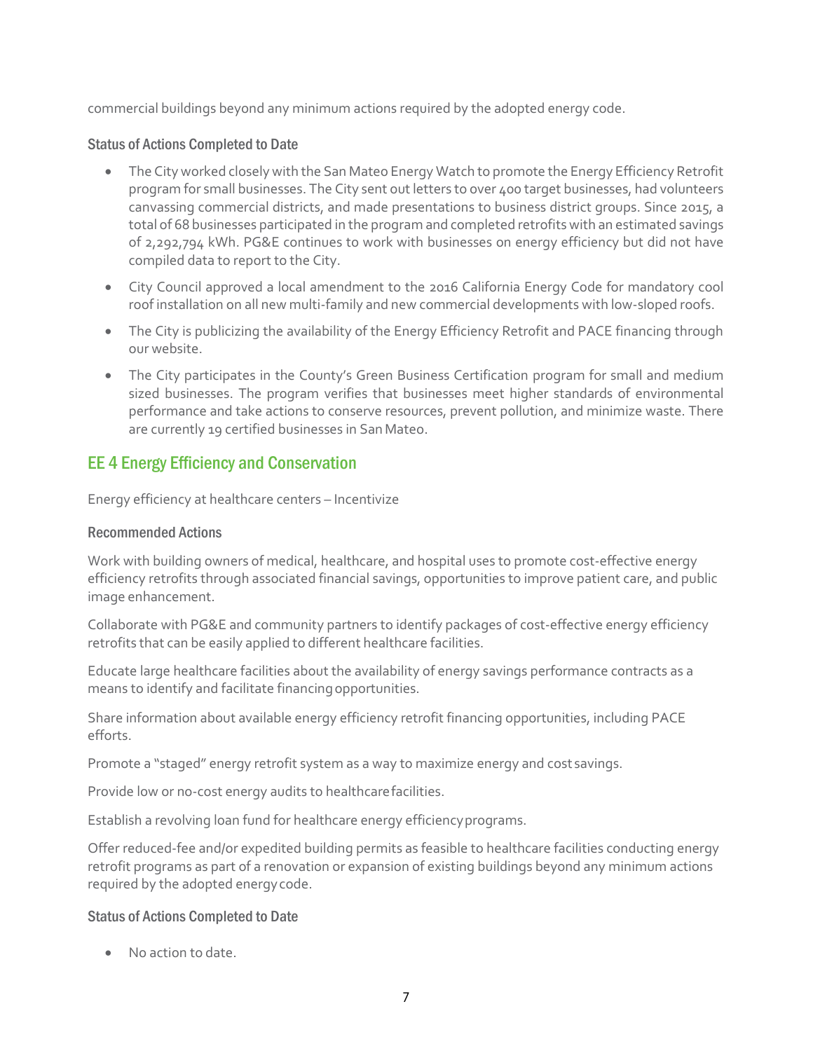commercial buildings beyond any minimum actions required by the adopted energy code.

### Status of Actions Completed to Date

- The City worked closely with the San Mateo Energy Watch to promote the Energy Efficiency Retrofit program for small businesses. The City sent out letters to over 400 target businesses, had volunteers canvassing commercial districts, and made presentations to business district groups. Since 2015, a total of 68 businesses participated in the program and completed retrofits with an estimated savings of 2,292,794 kWh. PG&E continues to work with businesses on energy efficiency but did not have compiled data to report to the City.
- City Council approved a local amendment to the 2016 California Energy Code for mandatory cool roof installation on all new multi-family and new commercial developments with low-sloped roofs.
- The City is publicizing the availability of the Energy Efficiency Retrofit and PACE financing through our website.
- The City participates in the County's Green Business Certification program for small and medium sized businesses. The program verifies that businesses meet higher standards of environmental performance and take actions to conserve resources, prevent pollution, and minimize waste. There are currently 19 certified businesses in San Mateo.

## EE 4 Energy Efficiency and Conservation

Energy efficiency at healthcare centers – Incentivize

### Recommended Actions

Work with building owners of medical, healthcare, and hospital uses to promote cost-effective energy efficiency retrofits through associated financial savings, opportunities to improve patient care, and public image enhancement.

Collaborate with PG&E and community partners to identify packages of cost-effective energy efficiency retrofits that can be easily applied to different healthcare facilities.

Educate large healthcare facilities about the availability of energy savings performance contracts as a means to identify and facilitate financing opportunities.

Share information about available energy efficiency retrofit financing opportunities, including PACE efforts.

Promote a "staged" energy retrofit system as a way to maximize energy and cost savings.

Provide low or no-cost energy audits to healthcare facilities.

Establish a revolving loan fund for healthcare energy efficiency programs.

Offer reduced-fee and/or expedited building permits as feasible to healthcare facilities conducting energy retrofit programs as part of a renovation or expansion of existing buildings beyond any minimum actions required by the adopted energy code.

### Status of Actions Completed to Date

- No action to date.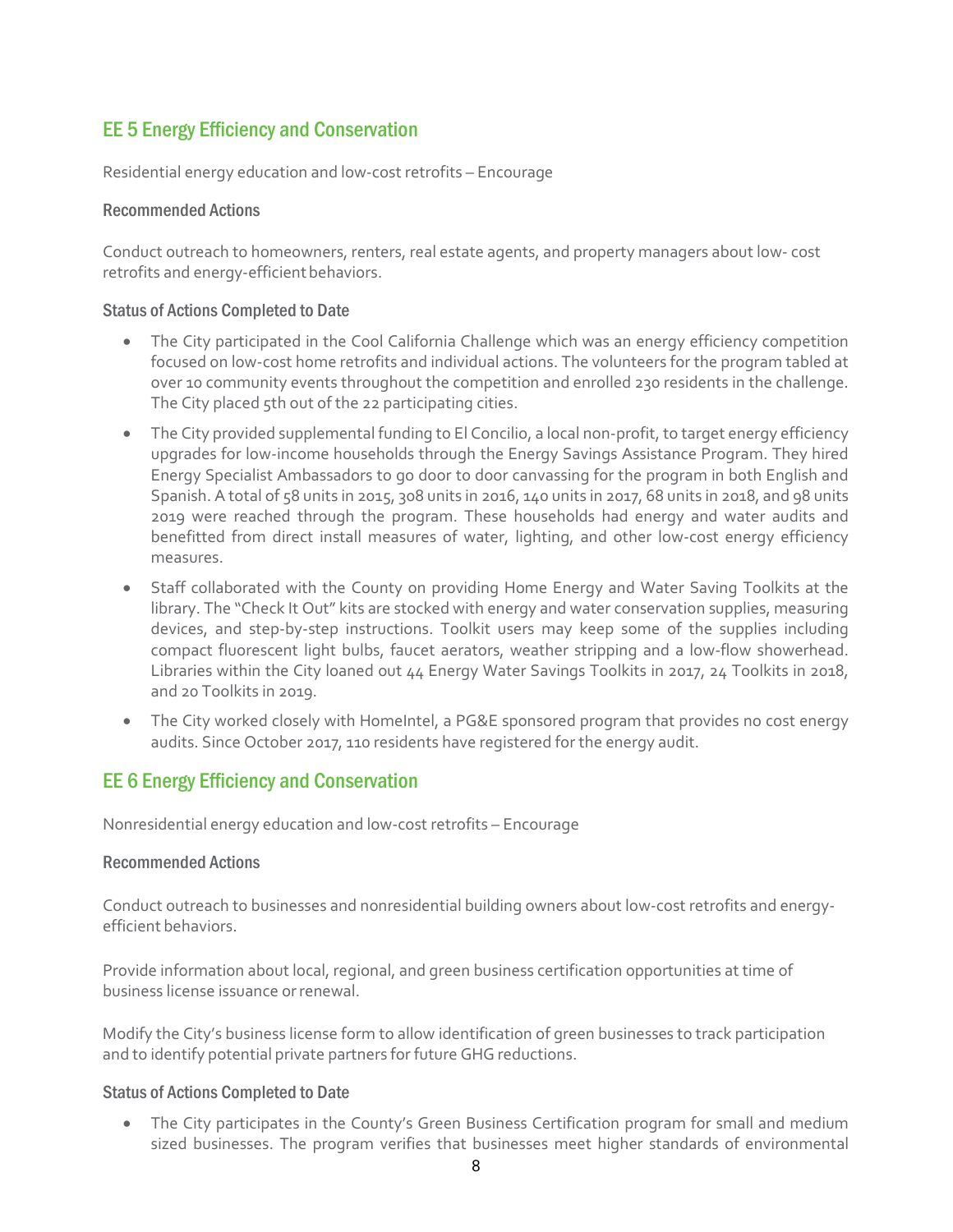## EE 5 Energy Efficiency and Conservation

Residential energy education and low-cost retrofits – Encourage

### Recommended Actions

Conduct outreach to homeowners, renters, real estate agents, and property managers about low- cost retrofits and energy-efficient behaviors.

### Status of Actions Completed to Date

- The City participated in the Cool California Challenge which was an energy efficiency competition focused on low-cost home retrofits and individual actions. The volunteers for the program tabled at over 10 community events throughout the competition and enrolled 230 residents in the challenge. The City placed 5th out of the 22 participating cities.
- The City provided supplemental funding to El Concilio, a local non-profit, to target energy efficiency upgrades for low-income households through the Energy Savings Assistance Program. They hired Energy Specialist Ambassadors to go door to door canvassing for the program in both English and Spanish. A total of 58 units in 2015, 308 units in 2016, 140 units in 2017, 68 units in 2018, and 98 units 2019 were reached through the program. These households had energy and water audits and benefitted from direct install measures of water, lighting, and other low-cost energy efficiency measures.
- Staff collaborated with the County on providing Home Energy and Water Saving Toolkits at the library. The "Check It Out" kits are stocked with energy and water conservation supplies, measuring devices, and step-by-step instructions. Toolkit users may keep some of the supplies including compact fluorescent light bulbs, faucet aerators, weather stripping and a low-flow showerhead. Libraries within the City loaned out 44 Energy Water Savings Toolkits in 2017, 24 Toolkits in 2018, and 20 Toolkits in 2019.
- The City worked closely with HomeIntel, a PG&E sponsored program that provides no cost energy audits. Since October 2017, 110 residents have registered for the energy audit.

## EE 6 Energy Efficiency and Conservation

Nonresidential energy education and low-cost retrofits – Encourage

### Recommended Actions

Conduct outreach to businesses and nonresidential building owners about low-cost retrofits and energy-efficient behaviors.

Provide information about local, regional, and green business certification opportunities at time of business license issuance or renewal.

Modify the City's business license form to allow identification of green businesses to track participation and to identify potential private partners for future GHG reductions.

### Status of Actions Completed to Date

- The City participates in the County's Green Business Certification program for small and medium sized businesses. The program verifies that businesses meet higher standards of environmental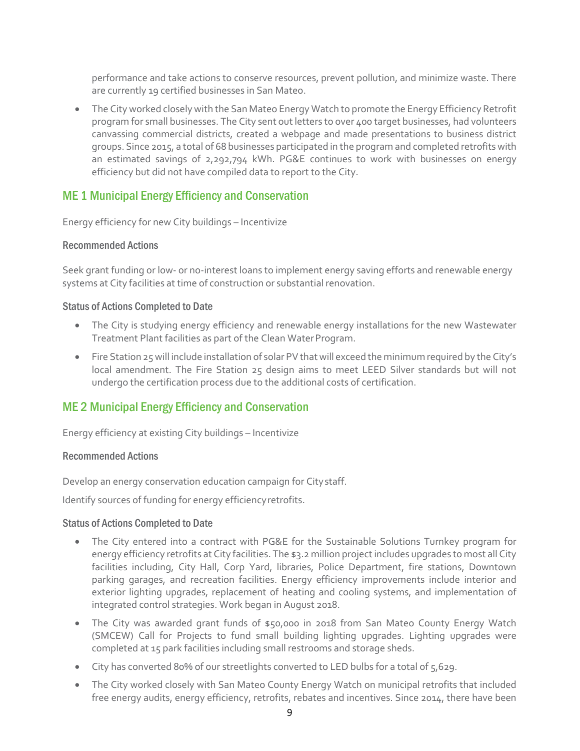performance and take actions to conserve resources, prevent pollution, and minimize waste. There are currently 19 certified businesses in San Mateo.

- The City worked closely with the San Mateo Energy Watch to promote the Energy Efficiency Retrofit program for small businesses. The City sent out letters to over 400 target businesses, had volunteers canvassing commercial districts, created a webpage and made presentations to business district groups. Since 2015, a total of 68 businesses participated in the program and completed retrofits with an estimated savings of 2,292,794 kWh. PG&E continues to work with businesses on energy efficiency but did not have compiled data to report to the City.

## ME 1 Municipal Energy Efficiency and Conservation

Energy efficiency for new City buildings – Incentivize

### Recommended Actions

Seek grant funding or low- or no-interest loans to implement energy saving efforts and renewable energy systems at City facilities at time of construction or substantial renovation.

### Status of Actions Completed to Date

- The City is studying energy efficiency and renewable energy installations for the new Wastewater Treatment Plant facilities as part of the Clean Water Program.
- Fire Station 25 will include installation of solar PV that will exceed the minimum required by the City's local amendment. The Fire Station 25 design aims to meet LEED Silver standards but will not undergo the certification process due to the additional costs of certification.

## ME 2 Municipal Energy Efficiency and Conservation

Energy efficiency at existing City buildings – Incentivize

### Recommended Actions

Develop an energy conservation education campaign for City staff.

Identify sources of funding for energy efficiency retrofits.

### Status of Actions Completed to Date

- The City entered into a contract with PG&E for the Sustainable Solutions Turnkey program for energy efficiency retrofits at City facilities. The $3.2 million project includes upgrades to most all City facilities including, City Hall, Corp Yard, libraries, Police Department, fire stations, Downtown parking garages, and recreation facilities. Energy efficiency improvements include interior and exterior lighting upgrades, replacement of heating and cooling systems, and implementation of integrated control strategies. Work began in August 2018.
- The City was awarded grant funds of $50,000 in 2018 from San Mateo County Energy Watch (SMCEW) Call for Projects to fund small building lighting upgrades. Lighting upgrades were completed at 15 park facilities including small restrooms and storage sheds.
- City has converted 80% of our streetlights converted to LED bulbs for a total of 5,629.
- The City worked closely with San Mateo County Energy Watch on municipal retrofits that included free energy audits, energy efficiency, retrofits, rebates and incentives. Since 2014, there have been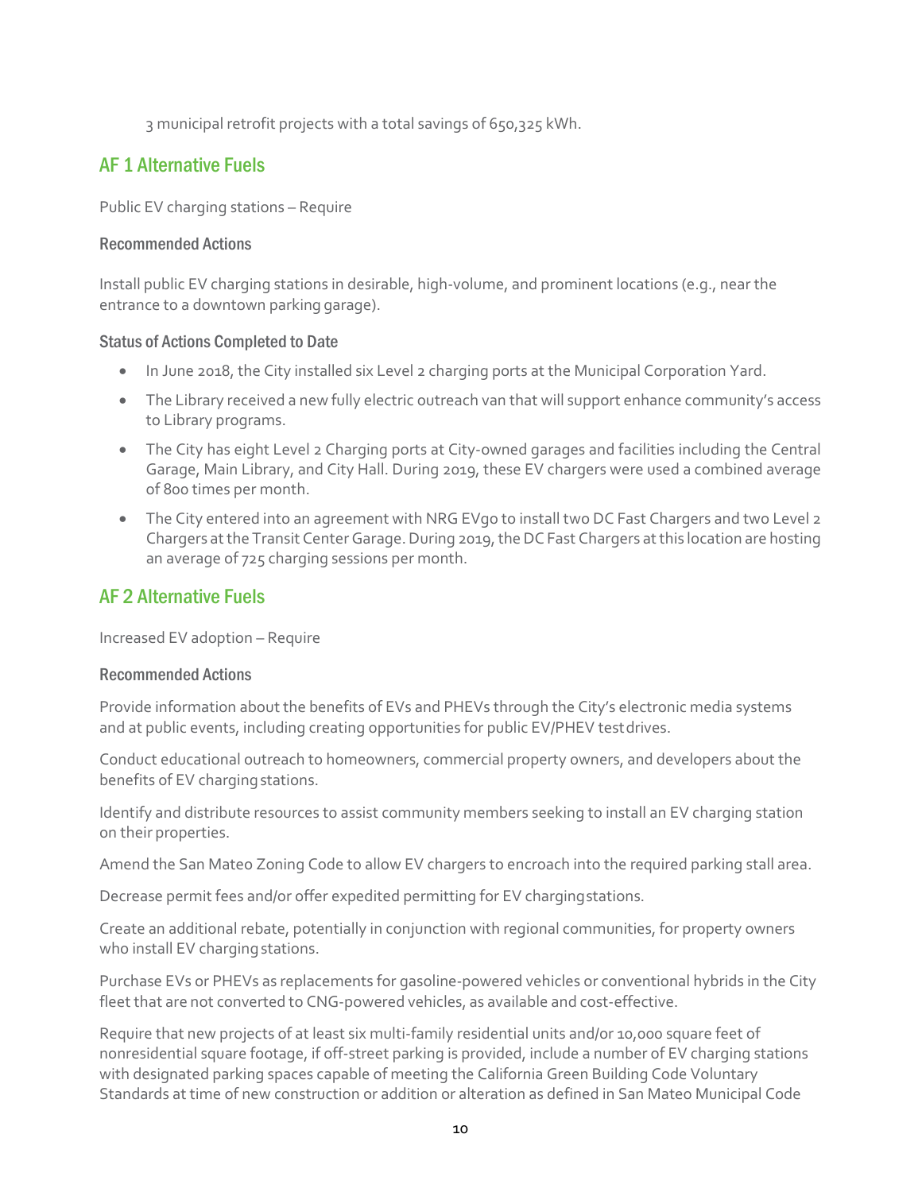3 municipal retrofit projects with a total savings of 650,325 kWh.

## AF 1 Alternative Fuels

Public EV charging stations – Require

### Recommended Actions

Install public EV charging stations in desirable, high-volume, and prominent locations (e.g., near the entrance to a downtown parking garage).

### Status of Actions Completed to Date

- In June 2018, the City installed six Level 2 charging ports at the Municipal Corporation Yard.
- The Library received a new fully electric outreach van that will support enhance community's access to Library programs.
- The City has eight Level 2 Charging ports at City-owned garages and facilities including the Central Garage, Main Library, and City Hall. During 2019, these EV chargers were used a combined average of 800 times per month.
- The City entered into an agreement with NRG EVgo to install two DC Fast Chargers and two Level 2 Chargers at the Transit Center Garage. During 2019, the DC Fast Chargers at this location are hosting an average of 725 charging sessions per month.

## AF 2 Alternative Fuels

Increased EV adoption – Require

### Recommended Actions

Provide information about the benefits of EVs and PHEVs through the City's electronic media systems and at public events, including creating opportunities for public EV/PHEV test drives.

Conduct educational outreach to homeowners, commercial property owners, and developers about the benefits of EV charging stations.

Identify and distribute resources to assist community members seeking to install an EV charging station on their properties.

Amend the San Mateo Zoning Code to allow EV chargers to encroach into the required parking stall area.

Decrease permit fees and/or offer expedited permitting for EV charging stations.

Create an additional rebate, potentially in conjunction with regional communities, for property owners who install EV charging stations.

Purchase EVs or PHEVs as replacements for gasoline-powered vehicles or conventional hybrids in the City fleet that are not converted to CNG-powered vehicles, as available and cost-effective.

Require that new projects of at least six multi-family residential units and/or 10,000 square feet of nonresidential square footage, if off-street parking is provided, include a number of EV charging stations with designated parking spaces capable of meeting the California Green Building Code Voluntary Standards at time of new construction or addition or alteration as defined in San Mateo Municipal Code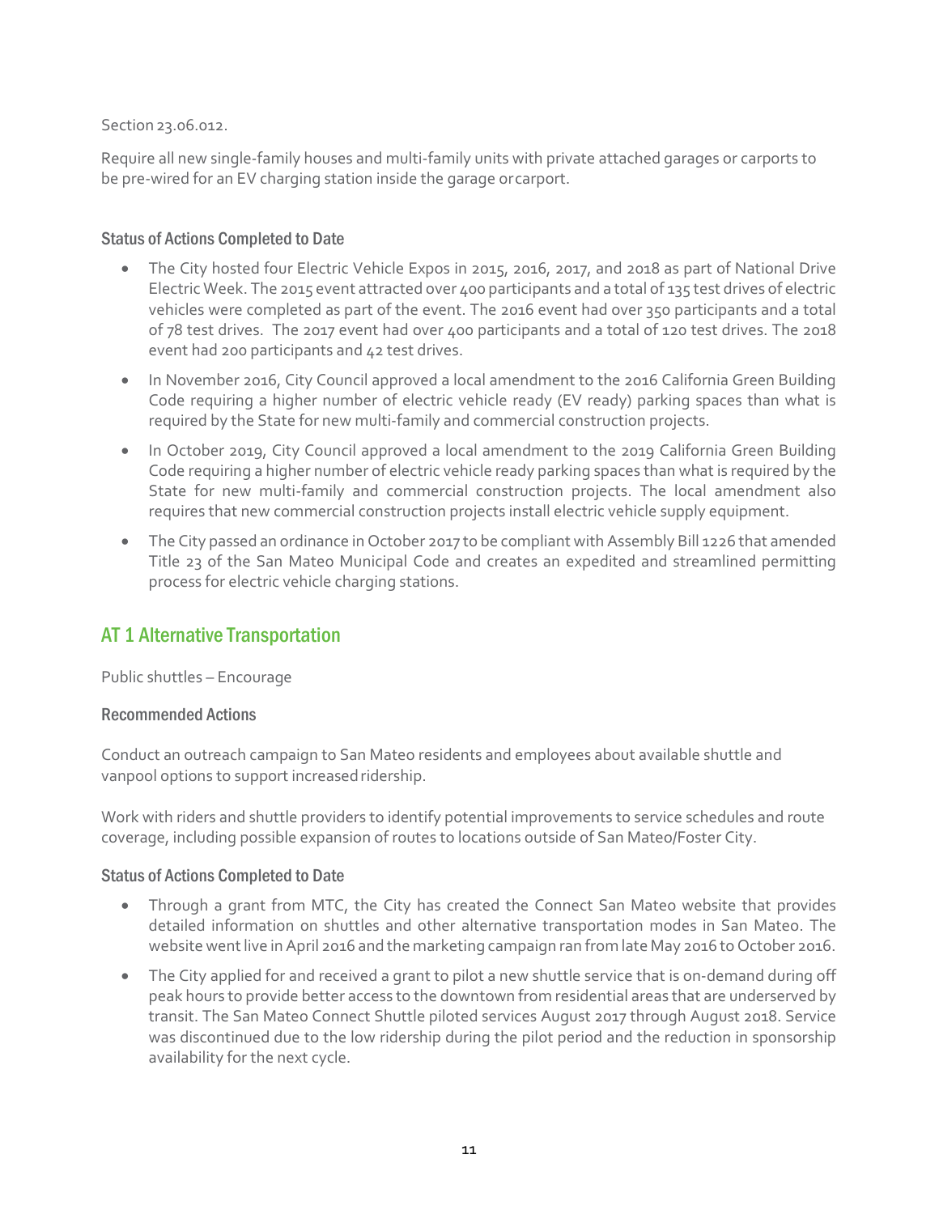Section 23.06.012.

Require all new single-family houses and multi-family units with private attached garages or carports to be pre-wired for an EV charging station inside the garage or carport.

### Status of Actions Completed to Date

- The City hosted four Electric Vehicle Expos in 2015, 2016, 2017, and 2018 as part of National Drive Electric Week. The 2015 event attracted over 400 participants and a total of 135 test drives of electric vehicles were completed as part of the event. The 2016 event had over 350 participants and a total of 78 test drives. The 2017 event had over 400 participants and a total of 120 test drives. The 2018 event had 200 participants and 42 test drives.
- In November 2016, City Council approved a local amendment to the 2016 California Green Building Code requiring a higher number of electric vehicle ready (EV ready) parking spaces than what is required by the State for new multi-family and commercial construction projects.
- In October 2019, City Council approved a local amendment to the 2019 California Green Building Code requiring a higher number of electric vehicle ready parking spaces than what is required by the State for new multi-family and commercial construction projects. The local amendment also requires that new commercial construction projects install electric vehicle supply equipment.
- The City passed an ordinance in October 2017 to be compliant with Assembly Bill 1226 that amended Title 23 of the San Mateo Municipal Code and creates an expedited and streamlined permitting process for electric vehicle charging stations.

## AT 1 Alternative Transportation

Public shuttles – Encourage

### Recommended Actions

Conduct an outreach campaign to San Mateo residents and employees about available shuttle and vanpool options to support increased ridership.

Work with riders and shuttle providers to identify potential improvements to service schedules and route coverage, including possible expansion of routes to locations outside of San Mateo/Foster City.

### Status of Actions Completed to Date

- Through a grant from MTC, the City has created the Connect San Mateo website that provides detailed information on shuttles and other alternative transportation modes in San Mateo. The website went live in April 2016 and the marketing campaign ran from late May 2016 to October 2016.
- The City applied for and received a grant to pilot a new shuttle service that is on-demand during off peak hours to provide better access to the downtown from residential areas that are underserved by transit. The San Mateo Connect Shuttle piloted services August 2017 through August 2018. Service was discontinued due to the low ridership during the pilot period and the reduction in sponsorship availability for the next cycle.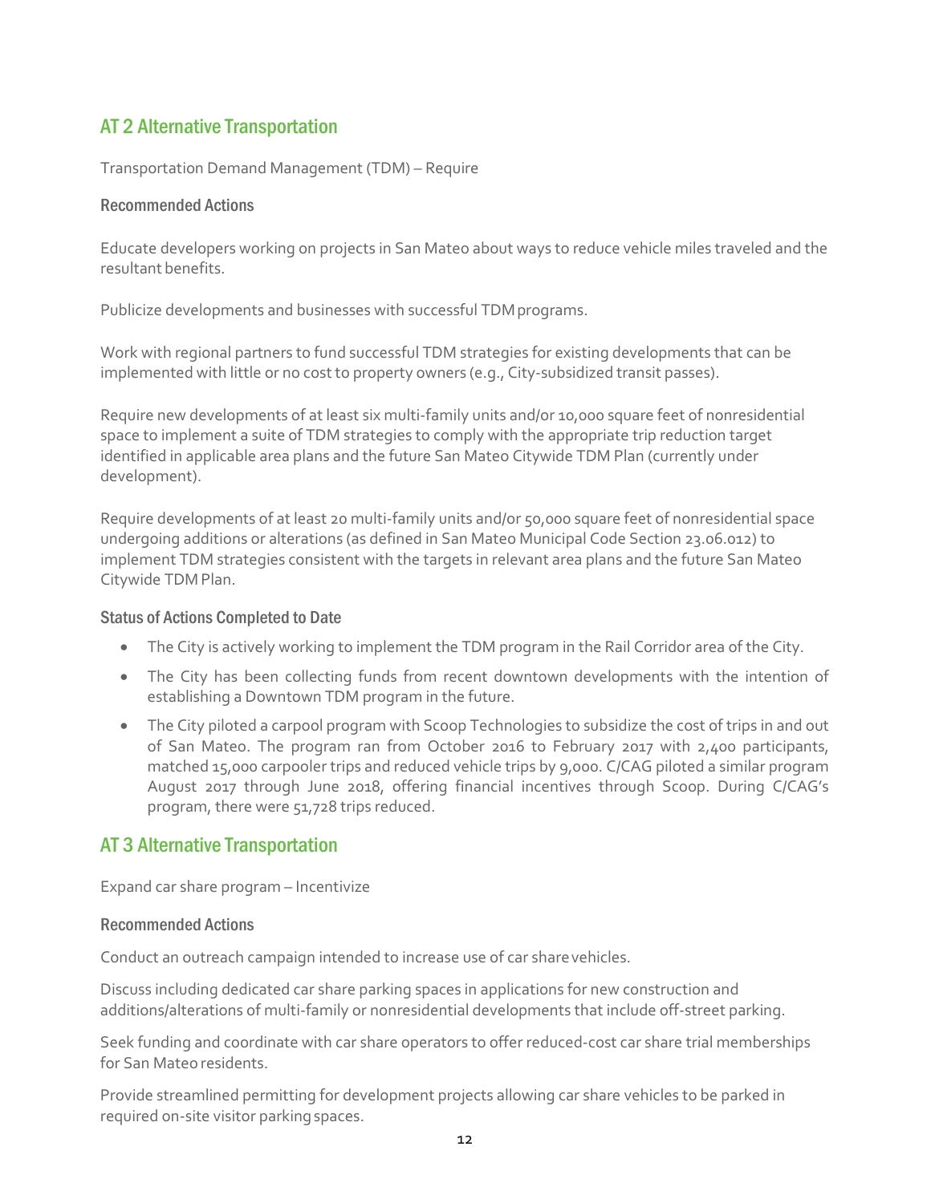## AT 2 Alternative Transportation

Transportation Demand Management (TDM) – Require

### Recommended Actions

Educate developers working on projects in San Mateo about ways to reduce vehicle miles traveled and the resultant benefits.

Publicize developments and businesses with successful TDM programs.

Work with regional partners to fund successful TDM strategies for existing developments that can be implemented with little or no cost to property owners (e.g., City-subsidized transit passes).

Require new developments of at least six multi-family units and/or 10,000 square feet of nonresidential space to implement a suite of TDM strategies to comply with the appropriate trip reduction target identified in applicable area plans and the future San Mateo Citywide TDM Plan (currently under development).

Require developments of at least 20 multi-family units and/or 50,000 square feet of nonresidential space undergoing additions or alterations (as defined in San Mateo Municipal Code Section 23.06.012) to implement TDM strategies consistent with the targets in relevant area plans and the future San Mateo Citywide TDM Plan.

### Status of Actions Completed to Date

- The City is actively working to implement the TDM program in the Rail Corridor area of the City.
- The City has been collecting funds from recent downtown developments with the intention of establishing a Downtown TDM program in the future.
- The City piloted a carpool program with Scoop Technologies to subsidize the cost of trips in and out of San Mateo. The program ran from October 2016 to February 2017 with 2,400 participants, matched 15,000 carpooler trips and reduced vehicle trips by 9,000. C/CAG piloted a similar program August 2017 through June 2018, offering financial incentives through Scoop. During C/CAG's program, there were 51,728 trips reduced.

## AT 3 Alternative Transportation

Expand car share program – Incentivize

### Recommended Actions

Conduct an outreach campaign intended to increase use of car share vehicles.

Discuss including dedicated car share parking spaces in applications for new construction and additions/alterations of multi-family or nonresidential developments that include off-street parking.

Seek funding and coordinate with car share operators to offer reduced-cost car share trial memberships for San Mateo residents.

Provide streamlined permitting for development projects allowing car share vehicles to be parked in required on-site visitor parking spaces.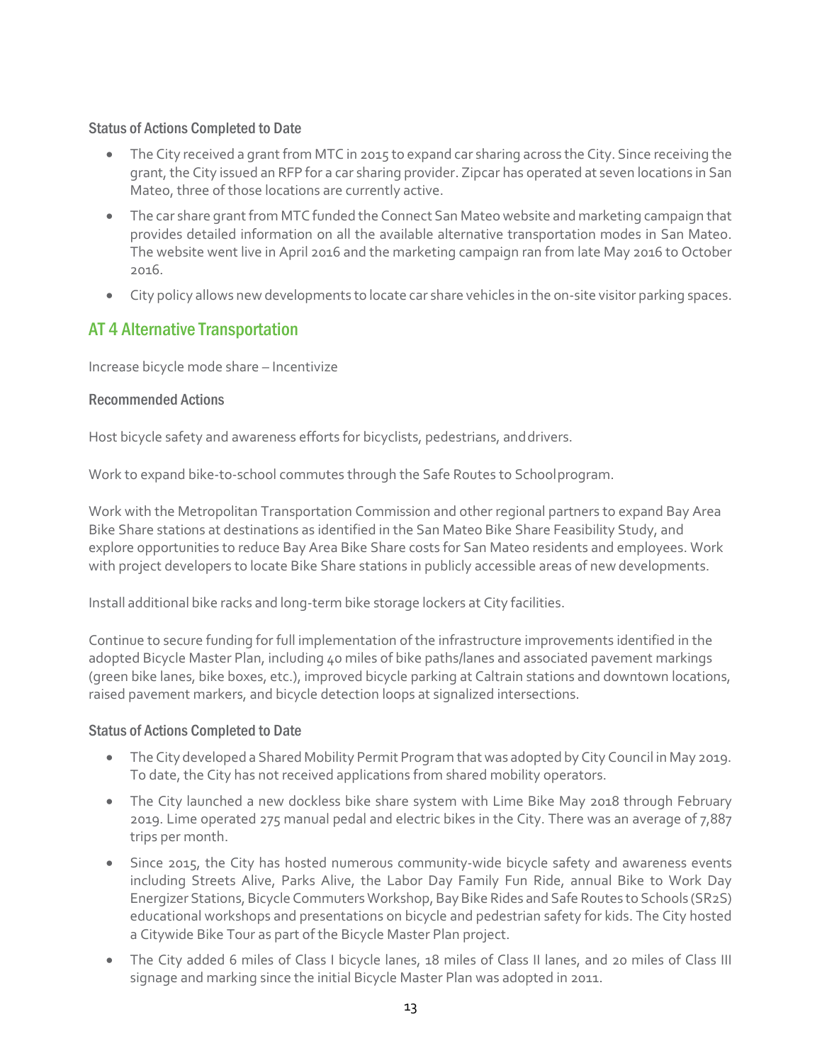### Status of Actions Completed to Date

- The City received a grant from MTC in 2015 to expand car sharing across the City. Since receiving the grant, the City issued an RFP for a car sharing provider. Zipcar has operated at seven locations in San Mateo, three of those locations are currently active.
- The car share grant from MTC funded the Connect San Mateo website and marketing campaign that provides detailed information on all the available alternative transportation modes in San Mateo. The website went live in April 2016 and the marketing campaign ran from late May 2016 to October 2016.
- City policy allows new developments to locate car share vehicles in the on-site visitor parking spaces.

## AT 4 Alternative Transportation

Increase bicycle mode share – Incentivize

### Recommended Actions

Host bicycle safety and awareness efforts for bicyclists, pedestrians, and drivers.

Work to expand bike-to-school commutes through the Safe Routes to School program.

Work with the Metropolitan Transportation Commission and other regional partners to expand Bay Area Bike Share stations at destinations as identified in the San Mateo Bike Share Feasibility Study, and explore opportunities to reduce Bay Area Bike Share costs for San Mateo residents and employees. Work with project developers to locate Bike Share stations in publicly accessible areas of new developments.

Install additional bike racks and long-term bike storage lockers at City facilities.

Continue to secure funding for full implementation of the infrastructure improvements identified in the adopted Bicycle Master Plan, including 40 miles of bike paths/lanes and associated pavement markings (green bike lanes, bike boxes, etc.), improved bicycle parking at Caltrain stations and downtown locations, raised pavement markers, and bicycle detection loops at signalized intersections.

### Status of Actions Completed to Date

- The City developed a Shared Mobility Permit Program that was adopted by City Council in May 2019. To date, the City has not received applications from shared mobility operators.
- The City launched a new dockless bike share system with Lime Bike May 2018 through February 2019. Lime operated 275 manual pedal and electric bikes in the City. There was an average of 7,887 trips per month.
- Since 2015, the City has hosted numerous community-wide bicycle safety and awareness events including Streets Alive, Parks Alive, the Labor Day Family Fun Ride, annual Bike to Work Day Energizer Stations, Bicycle Commuters Workshop, Bay Bike Rides and Safe Routes to Schools (SR2S) educational workshops and presentations on bicycle and pedestrian safety for kids. The City hosted a Citywide Bike Tour as part of the Bicycle Master Plan project.
- The City added 6 miles of Class I bicycle lanes, 18 miles of Class II lanes, and 20 miles of Class III signage and marking since the initial Bicycle Master Plan was adopted in 2011.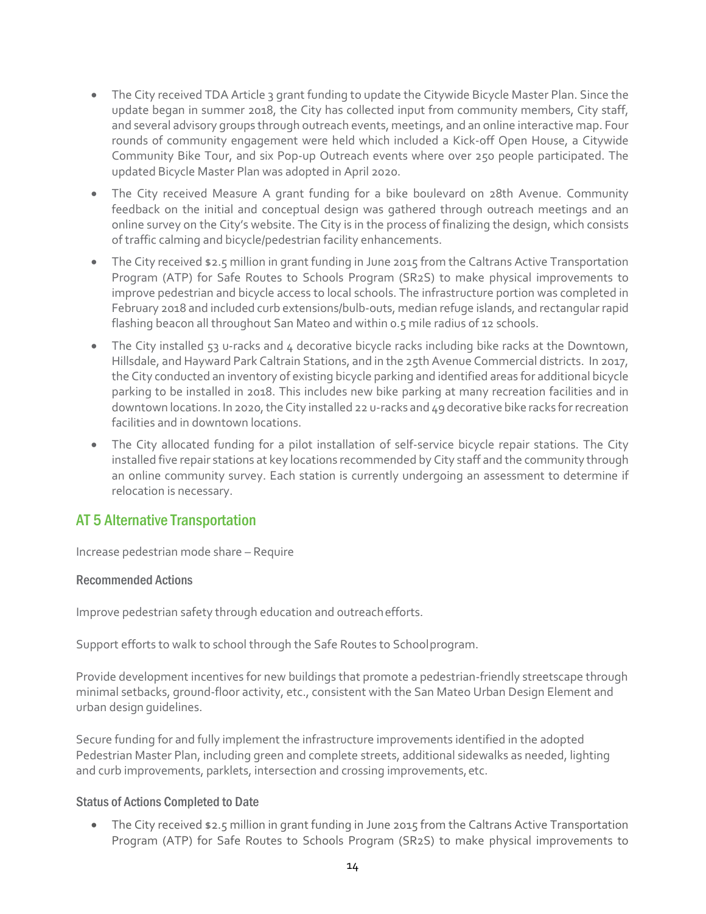- The City received TDA Article 3 grant funding to update the Citywide Bicycle Master Plan. Since the update began in summer 2018, the City has collected input from community members, City staff, and several advisory groups through outreach events, meetings, and an online interactive map. Four rounds of community engagement were held which included a Kick-off Open House, a Citywide Community Bike Tour, and six Pop-up Outreach events where over 250 people participated. The updated Bicycle Master Plan was adopted in April 2020.
- The City received Measure A grant funding for a bike boulevard on 28th Avenue. Community feedback on the initial and conceptual design was gathered through outreach meetings and an online survey on the City's website. The City is in the process of finalizing the design, which consists of traffic calming and bicycle/pedestrian facility enhancements.
- The City received $2.5 million in grant funding in June 2015 from the Caltrans Active Transportation Program (ATP) for Safe Routes to Schools Program (SR2S) to make physical improvements to improve pedestrian and bicycle access to local schools. The infrastructure portion was completed in February 2018 and included curb extensions/bulb-outs, median refuge islands, and rectangular rapid flashing beacon all throughout San Mateo and within 0.5 mile radius of 12 schools.
- The City installed 53 u-racks and 4 decorative bicycle racks including bike racks at the Downtown, Hillsdale, and Hayward Park Caltrain Stations, and in the 25th Avenue Commercial districts. In 2017, the City conducted an inventory of existing bicycle parking and identified areas for additional bicycle parking to be installed in 2018. This includes new bike parking at many recreation facilities and in downtown locations. In 2020, the City installed 22 u-racks and 49 decorative bike racks for recreation facilities and in downtown locations.
- The City allocated funding for a pilot installation of self-service bicycle repair stations. The City installed five repair stations at key locations recommended by City staff and the community through an online community survey. Each station is currently undergoing an assessment to determine if relocation is necessary.

## AT 5 Alternative Transportation

Increase pedestrian mode share – Require

### Recommended Actions

Improve pedestrian safety through education and outreach efforts.

Support efforts to walk to school through the Safe Routes to School program.

Provide development incentives for new buildings that promote a pedestrian-friendly streetscape through minimal setbacks, ground-floor activity, etc., consistent with the San Mateo Urban Design Element and urban design guidelines.

Secure funding for and fully implement the infrastructure improvements identified in the adopted Pedestrian Master Plan, including green and complete streets, additional sidewalks as needed, lighting and curb improvements, parklets, intersection and crossing improvements, etc.

### Status of Actions Completed to Date

- The City received $2.5 million in grant funding in June 2015 from the Caltrans Active Transportation Program (ATP) for Safe Routes to Schools Program (SR2S) to make physical improvements to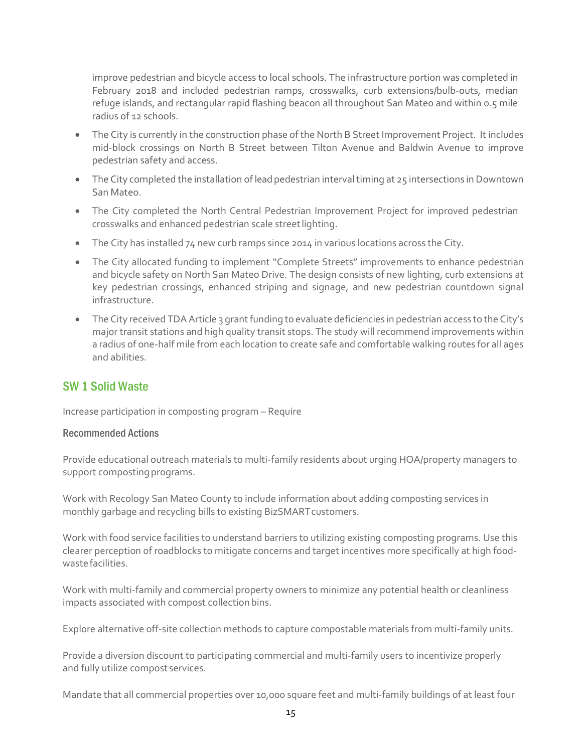improve pedestrian and bicycle access to local schools. The infrastructure portion was completed in February 2018 and included pedestrian ramps, crosswalks, curb extensions/bulb-outs, median refuge islands, and rectangular rapid flashing beacon all throughout San Mateo and within 0.5 mile radius of 12 schools.

- The City is currently in the construction phase of the North B Street Improvement Project. It includes mid-block crossings on North B Street between Tilton Avenue and Baldwin Avenue to improve pedestrian safety and access.
- The City completed the installation of lead pedestrian interval timing at 25 intersections in Downtown San Mateo.
- The City completed the North Central Pedestrian Improvement Project for improved pedestrian crosswalks and enhanced pedestrian scale street lighting.
- The City has installed 74 new curb ramps since 2014 in various locations across the City.
- The City allocated funding to implement "Complete Streets" improvements to enhance pedestrian and bicycle safety on North San Mateo Drive. The design consists of new lighting, curb extensions at key pedestrian crossings, enhanced striping and signage, and new pedestrian countdown signal infrastructure.
- The City received TDA Article 3 grant funding to evaluate deficiencies in pedestrian access to the City's major transit stations and high quality transit stops. The study will recommend improvements within a radius of one-half mile from each location to create safe and comfortable walking routes for all ages and abilities.

## SW 1 Solid Waste

Increase participation in composting program – Require

### Recommended Actions

Provide educational outreach materials to multi-family residents about urging HOA/property managers to support composting programs.

Work with Recology San Mateo County to include information about adding composting services in monthly garbage and recycling bills to existing BizSMART customers.

Work with food service facilities to understand barriers to utilizing existing composting programs. Use this clearer perception of roadblocks to mitigate concerns and target incentives more specifically at high food-waste facilities.

Work with multi-family and commercial property owners to minimize any potential health or cleanliness impacts associated with compost collection bins.

Explore alternative off-site collection methods to capture compostable materials from multi-family units.

Provide a diversion discount to participating commercial and multi-family users to incentivize properly and fully utilize compost services.

Mandate that all commercial properties over 10,000 square feet and multi-family buildings of at least four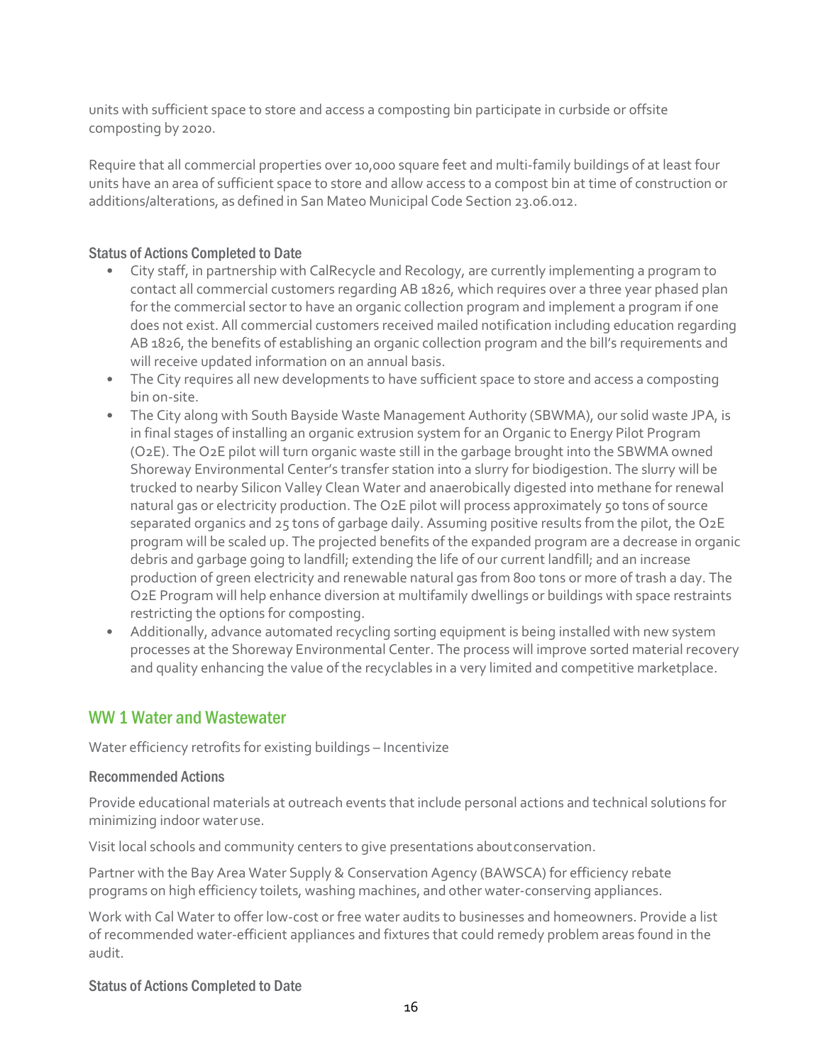units with sufficient space to store and access a composting bin participate in curbside or offsite composting by 2020.

Require that all commercial properties over 10,000 square feet and multi-family buildings of at least four units have an area of sufficient space to store and allow access to a compost bin at time of construction or additions/alterations, as defined in San Mateo Municipal Code Section 23.06.012.

### Status of Actions Completed to Date

- City staff, in partnership with CalRecycle and Recology, are currently implementing a program to contact all commercial customers regarding AB 1826, which requires over a three year phased plan for the commercial sector to have an organic collection program and implement a program if one does not exist. All commercial customers received mailed notification including education regarding AB 1826, the benefits of establishing an organic collection program and the bill's requirements and will receive updated information on an annual basis.
- The City requires all new developments to have sufficient space to store and access a composting bin on-site.
- The City along with South Bayside Waste Management Authority (SBWMA), our solid waste JPA, is in final stages of installing an organic extrusion system for an Organic to Energy Pilot Program (O2E). The O2E pilot will turn organic waste still in the garbage brought into the SBWMA owned Shoreway Environmental Center's transfer station into a slurry for biodigestion. The slurry will be trucked to nearby Silicon Valley Clean Water and anaerobically digested into methane for renewal natural gas or electricity production. The O2E pilot will process approximately 50 tons of source separated organics and 25 tons of garbage daily. Assuming positive results from the pilot, the O2E program will be scaled up. The projected benefits of the expanded program are a decrease in organic debris and garbage going to landfill; extending the life of our current landfill; and an increase production of green electricity and renewable natural gas from 800 tons or more of trash a day. The O2E Program will help enhance diversion at multifamily dwellings or buildings with space restraints restricting the options for composting.
- Additionally, advance automated recycling sorting equipment is being installed with new system processes at the Shoreway Environmental Center. The process will improve sorted material recovery and quality enhancing the value of the recyclables in a very limited and competitive marketplace.

## WW 1 Water and Wastewater

Water efficiency retrofits for existing buildings – Incentivize

### Recommended Actions

Provide educational materials at outreach events that include personal actions and technical solutions for minimizing indoor water use.

Visit local schools and community centers to give presentations about conservation.

Partner with the Bay Area Water Supply & Conservation Agency (BAWSCA) for efficiency rebate programs on high efficiency toilets, washing machines, and other water-conserving appliances.

Work with Cal Water to offer low-cost or free water audits to businesses and homeowners. Provide a list of recommended water-efficient appliances and fixtures that could remedy problem areas found in the audit.

### Status of Actions Completed to Date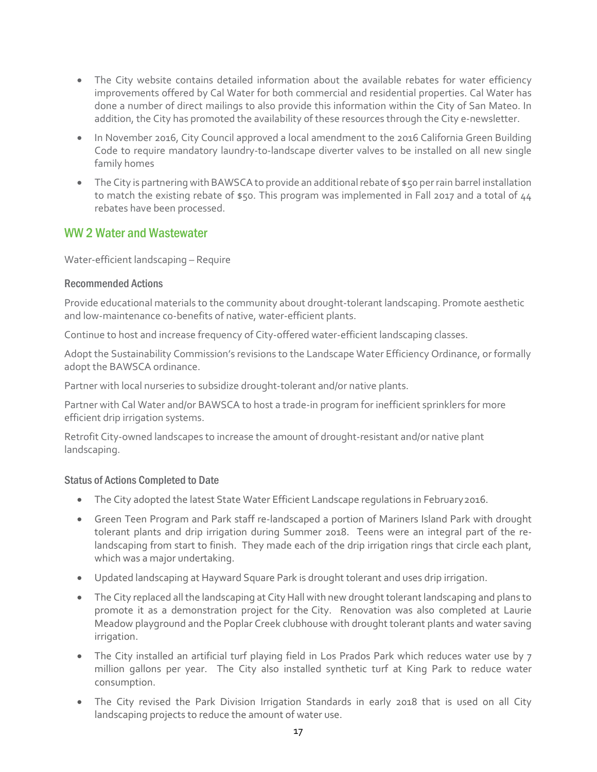- The City website contains detailed information about the available rebates for water efficiency improvements offered by Cal Water for both commercial and residential properties. Cal Water has done a number of direct mailings to also provide this information within the City of San Mateo. In addition, the City has promoted the availability of these resources through the City e-newsletter.
- In November 2016, City Council approved a local amendment to the 2016 California Green Building Code to require mandatory laundry-to-landscape diverter valves to be installed on all new single family homes
- The City is partnering with BAWSCA to provide an additional rebate of $50 per rain barrel installation to match the existing rebate of $50. This program was implemented in Fall 2017 and a total of 44 rebates have been processed.

## WW 2 Water and Wastewater

Water-efficient landscaping – Require

### Recommended Actions

Provide educational materials to the community about drought-tolerant landscaping. Promote aesthetic and low-maintenance co-benefits of native, water-efficient plants.

Continue to host and increase frequency of City-offered water-efficient landscaping classes.

Adopt the Sustainability Commission's revisions to the Landscape Water Efficiency Ordinance, or formally adopt the BAWSCA ordinance.

Partner with local nurseries to subsidize drought-tolerant and/or native plants.

Partner with Cal Water and/or BAWSCA to host a trade-in program for inefficient sprinklers for more efficient drip irrigation systems.

Retrofit City-owned landscapes to increase the amount of drought-resistant and/or native plant landscaping.

### Status of Actions Completed to Date

- The City adopted the latest State Water Efficient Landscape regulations in February 2016.
- Green Teen Program and Park staff re-landscaped a portion of Mariners Island Park with drought tolerant plants and drip irrigation during Summer 2018. Teens were an integral part of the re-landscaping from start to finish. They made each of the drip irrigation rings that circle each plant, which was a major undertaking.
- Updated landscaping at Hayward Square Park is drought tolerant and uses drip irrigation.
- The City replaced all the landscaping at City Hall with new drought tolerant landscaping and plans to promote it as a demonstration project for the City. Renovation was also completed at Laurie Meadow playground and the Poplar Creek clubhouse with drought tolerant plants and water saving irrigation.
- The City installed an artificial turf playing field in Los Prados Park which reduces water use by 7 million gallons per year. The City also installed synthetic turf at King Park to reduce water consumption.
- The City revised the Park Division Irrigation Standards in early 2018 that is used on all City landscaping projects to reduce the amount of water use.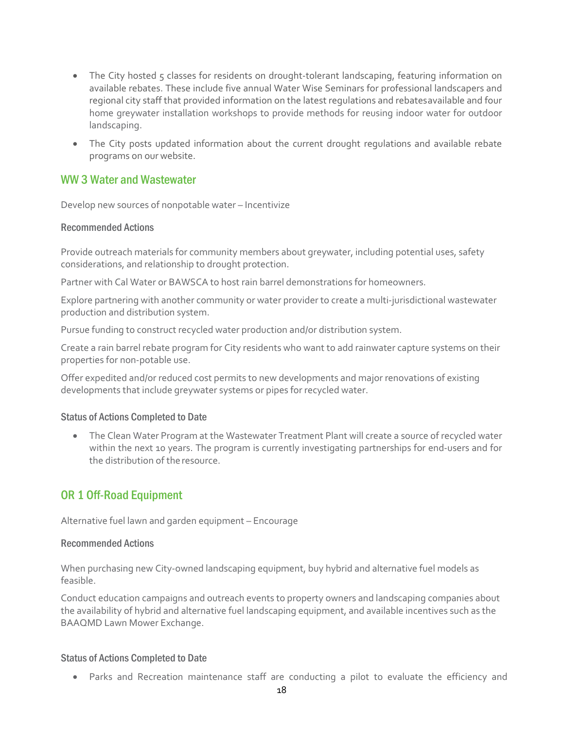- The City hosted 5 classes for residents on drought-tolerant landscaping, featuring information on available rebates. These include five annual Water Wise Seminars for professional landscapers and regional city staff that provided information on the latest regulations and rebates available and four home greywater installation workshops to provide methods for reusing indoor water for outdoor landscaping.
- The City posts updated information about the current drought regulations and available rebate programs on our website.

## WW 3 Water and Wastewater

Develop new sources of nonpotable water – Incentivize

### Recommended Actions

Provide outreach materials for community members about greywater, including potential uses, safety considerations, and relationship to drought protection.

Partner with Cal Water or BAWSCA to host rain barrel demonstrations for homeowners.

Explore partnering with another community or water provider to create a multi-jurisdictional wastewater production and distribution system.

Pursue funding to construct recycled water production and/or distribution system.

Create a rain barrel rebate program for City residents who want to add rainwater capture systems on their properties for non-potable use.

Offer expedited and/or reduced cost permits to new developments and major renovations of existing developments that include greywater systems or pipes for recycled water.

### Status of Actions Completed to Date

- The Clean Water Program at the Wastewater Treatment Plant will create a source of recycled water within the next 10 years. The program is currently investigating partnerships for end-users and for the distribution of the resource.

## OR 1 Off-Road Equipment

Alternative fuel lawn and garden equipment – Encourage

### Recommended Actions

When purchasing new City-owned landscaping equipment, buy hybrid and alternative fuel models as feasible.

Conduct education campaigns and outreach events to property owners and landscaping companies about the availability of hybrid and alternative fuel landscaping equipment, and available incentives such as the BAAQMD Lawn Mower Exchange.

### Status of Actions Completed to Date

- Parks and Recreation maintenance staff are conducting a pilot to evaluate the efficiency and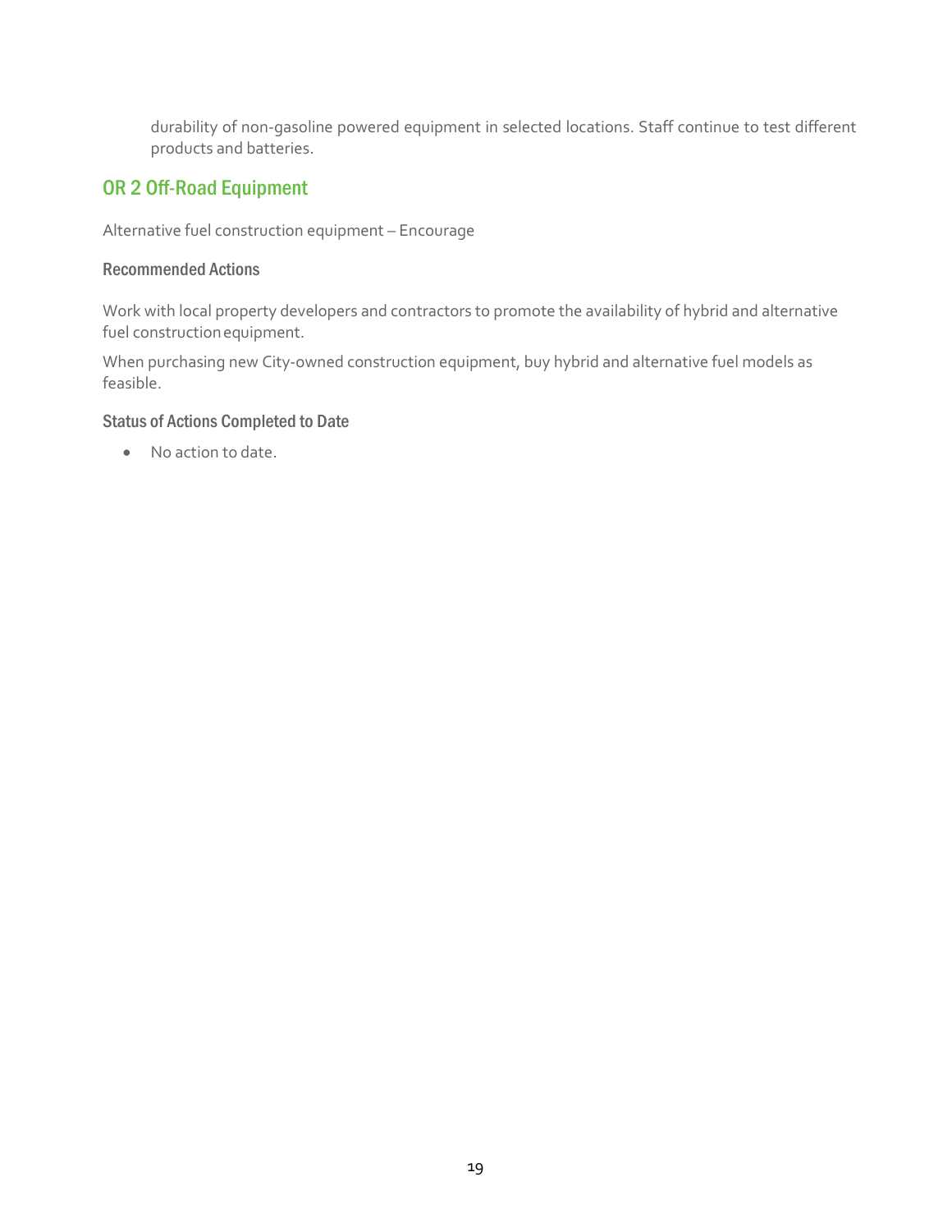durability of non-gasoline powered equipment in selected locations. Staff continue to test different products and batteries.

## OR 2 Off-Road Equipment

Alternative fuel construction equipment – Encourage

### Recommended Actions

Work with local property developers and contractors to promote the availability of hybrid and alternative fuel construction equipment.

When purchasing new City-owned construction equipment, buy hybrid and alternative fuel models as feasible.

### Status of Actions Completed to Date

- No action to date.